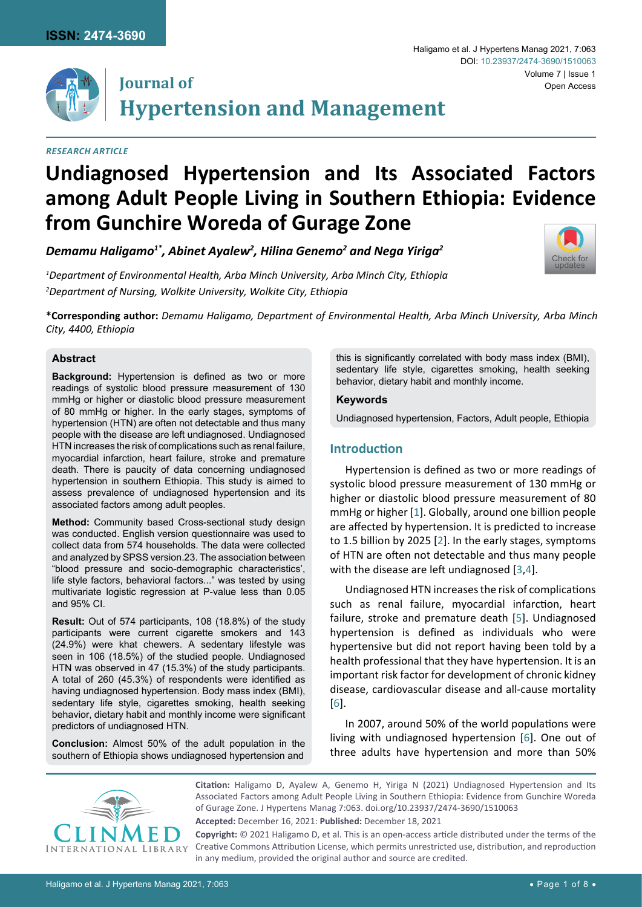RESEARCH ARTICLE

# Undiagnosed Hypertension and Its Associated Factors among Adult People Living in Southern Ethiopia: Evidence from Gunchire Woreda of Gurage Zone

***Demamu Haligamo[1*], Abinet Ayalew[2], Hilina Genemo[2] and Nega Yiriga[2]***

*[1]Department of Environmental Health, Arba Minch University, Arba Minch City, Ethiopia*
*[2]Department of Nursing, Wolkite University, Wolkite City, Ethiopia*

**\*Corresponding author:** *Demamu Haligamo, Department of Environmental Health, Arba Minch University, Arba Minch City, 4400, Ethiopia*

## Abstract

**Background:** Hypertension is defined as two or more readings of systolic blood pressure measurement of 130 mmHg or higher or diastolic blood pressure measurement of 80 mmHg or higher. In the early stages, symptoms of hypertension (HTN) are often not detectable and thus many people with the disease are left undiagnosed. Undiagnosed HTN increases the risk of complications such as renal failure, myocardial infarction, heart failure, stroke and premature death. There is paucity of data concerning undiagnosed hypertension in southern Ethiopia. This study is aimed to assess prevalence of undiagnosed hypertension and its associated factors among adult peoples.

**Method:** Community based Cross-sectional study design was conducted. English version questionnaire was used to collect data from 574 households. The data were collected and analyzed by SPSS version.23. The association between "blood pressure and socio-demographic characteristics', life style factors, behavioral factors..." was tested by using multivariate logistic regression at P-value less than 0.05 and 95% CI.

**Result:** Out of 574 participants, 108 (18.8%) of the study participants were current cigarette smokers and 143 (24.9%) were khat chewers. A sedentary lifestyle was seen in 106 (18.5%) of the studied people. Undiagnosed HTN was observed in 47 (15.3%) of the study participants. A total of 260 (45.3%) of respondents were identified as having undiagnosed hypertension. Body mass index (BMI), sedentary life style, cigarettes smoking, health seeking behavior, dietary habit and monthly income were significant predictors of undiagnosed HTN.

**Conclusion:** Almost 50% of the adult population in the southern of Ethiopia shows undiagnosed hypertension and this is significantly correlated with body mass index (BMI), sedentary life style, cigarettes smoking, health seeking behavior, dietary habit and monthly income.

### Keywords

Undiagnosed hypertension, Factors, Adult people, Ethiopia

## Introduction

Hypertension is defined as two or more readings of systolic blood pressure measurement of 130 mmHg or higher or diastolic blood pressure measurement of 80 mmHg or higher [1]. Globally, around one billion people are affected by hypertension. It is predicted to increase to 1.5 billion by 2025 [2]. In the early stages, symptoms of HTN are often not detectable and thus many people with the disease are left undiagnosed [3,4].

Undiagnosed HTN increases the risk of complications such as renal failure, myocardial infarction, heart failure, stroke and premature death [5]. Undiagnosed hypertension is defined as individuals who were hypertensive but did not report having been told by a health professional that they have hypertension. It is an important risk factor for development of chronic kidney disease, cardiovascular disease and all-cause mortality [6].

In 2007, around 50% of the world populations were living with undiagnosed hypertension [6]. One out of three adults have hypertension and more than 50%

**Citation:** Haligamo D, Ayalew A, Genemo H, Yiriga N (2021) Undiagnosed Hypertension and Its Associated Factors among Adult People Living in Southern Ethiopia: Evidence from Gunchire Woreda of Gurage Zone. J Hypertens Manag 7:063. doi.org/10.23937/2474-3690/1510063

**Accepted:** December 16, 2021: **Published:** December 18, 2021

**Copyright:** © 2021 Haligamo D, et al. This is an open-access article distributed under the terms of the Creative Commons Attribution License, which permits unrestricted use, distribution, and reproduction in any medium, provided the original author and source are credited.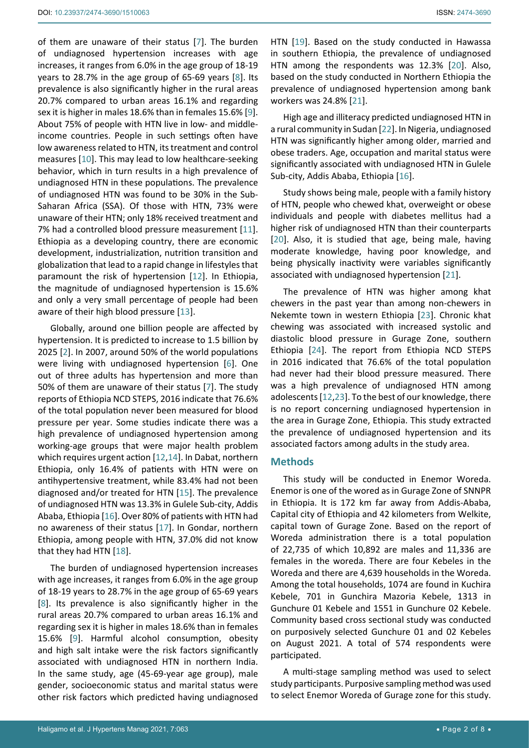of them are unaware of their status [7]. The burden of undiagnosed hypertension increases with age increases, it ranges from 6.0% in the age group of 18-19 years to 28.7% in the age group of 65-69 years [8]. Its prevalence is also significantly higher in the rural areas 20.7% compared to urban areas 16.1% and regarding sex it is higher in males 18.6% than in females 15.6% [9]. About 75% of people with HTN live in low- and middle-income countries. People in such settings often have low awareness related to HTN, its treatment and control measures [10]. This may lead to low healthcare-seeking behavior, which in turn results in a high prevalence of undiagnosed HTN in these populations. The prevalence of undiagnosed HTN was found to be 30% in the Sub-Saharan Africa (SSA). Of those with HTN, 73% were unaware of their HTN; only 18% received treatment and 7% had a controlled blood pressure measurement [11]. Ethiopia as a developing country, there are economic development, industrialization, nutrition transition and globalization that lead to a rapid change in lifestyles that paramount the risk of hypertension [12]. In Ethiopia, the magnitude of undiagnosed hypertension is 15.6% and only a very small percentage of people had been aware of their high blood pressure [13].

Globally, around one billion people are affected by hypertension. It is predicted to increase to 1.5 billion by 2025 [2]. In 2007, around 50% of the world populations were living with undiagnosed hypertension [6]. One out of three adults has hypertension and more than 50% of them are unaware of their status [7]. The study reports of Ethiopia NCD STEPS, 2016 indicate that 76.6% of the total population never been measured for blood pressure per year. Some studies indicate there was a high prevalence of undiagnosed hypertension among working-age groups that were major health problem which requires urgent action [12,14]. In Dabat, northern Ethiopia, only 16.4% of patients with HTN were on antihypertensive treatment, while 83.4% had not been diagnosed and/or treated for HTN [15]. The prevalence of undiagnosed HTN was 13.3% in Gulele Sub-city, Addis Ababa, Ethiopia [16]. Over 80% of patients with HTN had no awareness of their status [17]. In Gondar, northern Ethiopia, among people with HTN, 37.0% did not know that they had HTN [18].

The burden of undiagnosed hypertension increases with age increases, it ranges from 6.0% in the age group of 18-19 years to 28.7% in the age group of 65-69 years [8]. Its prevalence is also significantly higher in the rural areas 20.7% compared to urban areas 16.1% and regarding sex it is higher in males 18.6% than in females 15.6% [9]. Harmful alcohol consumption, obesity and high salt intake were the risk factors significantly associated with undiagnosed HTN in northern India. In the same study, age (45-69-year age group), male gender, socioeconomic status and marital status were other risk factors which predicted having undiagnosed HTN [19]. Based on the study conducted in Hawassa in southern Ethiopia, the prevalence of undiagnosed HTN among the respondents was 12.3% [20]. Also, based on the study conducted in Northern Ethiopia the prevalence of undiagnosed hypertension among bank workers was 24.8% [21].

High age and illiteracy predicted undiagnosed HTN in a rural community in Sudan [22]. In Nigeria, undiagnosed HTN was significantly higher among older, married and obese traders. Age, occupation and marital status were significantly associated with undiagnosed HTN in Gulele Sub-city, Addis Ababa, Ethiopia [16].

Study shows being male, people with a family history of HTN, people who chewed khat, overweight or obese individuals and people with diabetes mellitus had a higher risk of undiagnosed HTN than their counterparts [20]. Also, it is studied that age, being male, having moderate knowledge, having poor knowledge, and being physically inactivity were variables significantly associated with undiagnosed hypertension [21].

The prevalence of HTN was higher among khat chewers in the past year than among non-chewers in Nekemte town in western Ethiopia [23]. Chronic khat chewing was associated with increased systolic and diastolic blood pressure in Gurage Zone, southern Ethiopia [24]. The report from Ethiopia NCD STEPS in 2016 indicated that 76.6% of the total population had never had their blood pressure measured. There was a high prevalence of undiagnosed HTN among adolescents [12,23]. To the best of our knowledge, there is no report concerning undiagnosed hypertension in the area in Gurage Zone, Ethiopia. This study extracted the prevalence of undiagnosed hypertension and its associated factors among adults in the study area.

## Methods

This study will be conducted in Enemor Woreda. Enemor is one of the wored as in Gurage Zone of SNNPR in Ethiopia. It is 172 km far away from Addis-Ababa, Capital city of Ethiopia and 42 kilometers from Welkite, capital town of Gurage Zone. Based on the report of Woreda administration there is a total population of 22,735 of which 10,892 are males and 11,336 are females in the woreda. There are four Kebeles in the Woreda and there are 4,639 households in the Woreda. Among the total households, 1074 are found in Kuchira Kebele, 701 in Gunchira Mazoria Kebele, 1313 in Gunchure 01 Kebele and 1551 in Gunchure 02 Kebele. Community based cross sectional study was conducted on purposively selected Gunchure 01 and 02 Kebeles on August 2021. A total of 574 respondents were participated.

A multi-stage sampling method was used to select study participants. Purposive sampling method was used to select Enemor Woreda of Gurage zone for this study.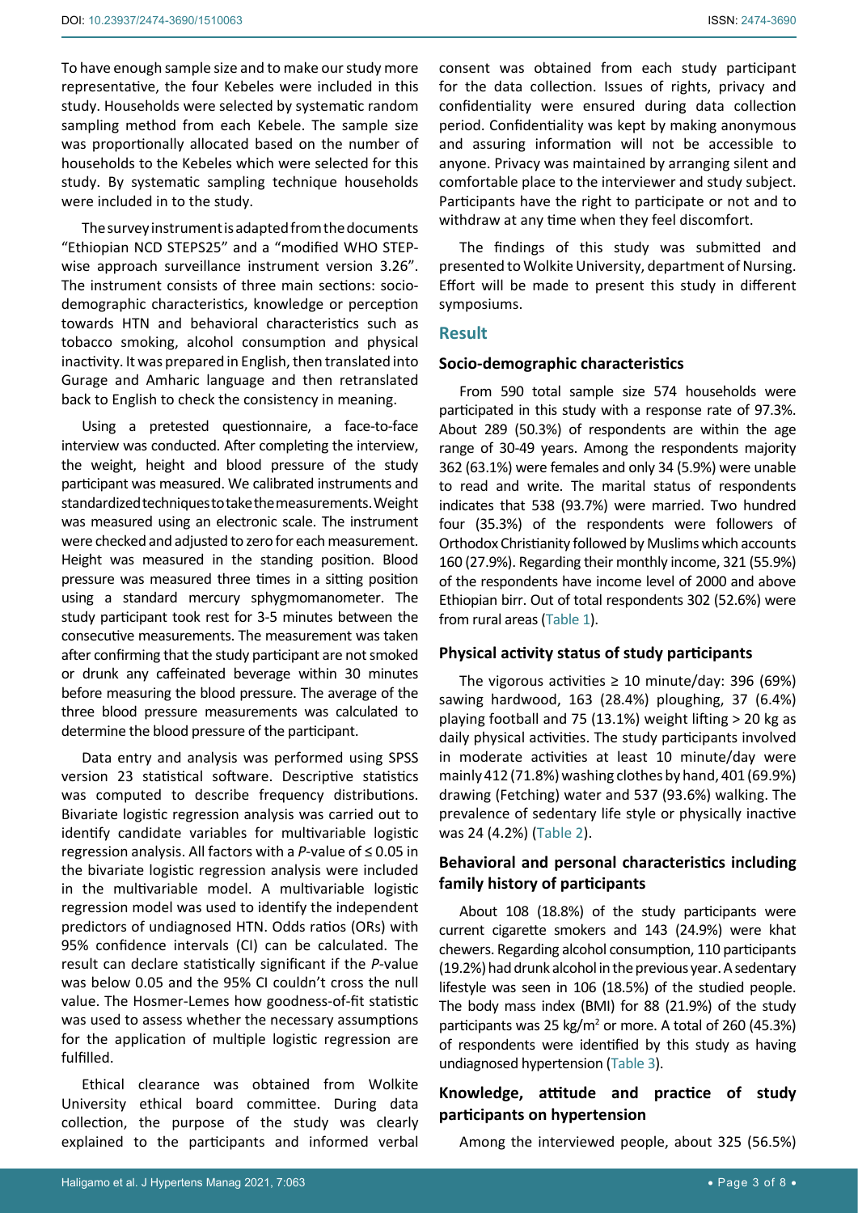To have enough sample size and to make our study more representative, the four Kebeles were included in this study. Households were selected by systematic random sampling method from each Kebele. The sample size was proportionally allocated based on the number of households to the Kebeles which were selected for this study. By systematic sampling technique households were included in to the study.

The survey instrument is adapted from the documents "Ethiopian NCD STEPS25" and a "modified WHO STEP-wise approach surveillance instrument version 3.26". The instrument consists of three main sections: socio-demographic characteristics, knowledge or perception towards HTN and behavioral characteristics such as tobacco smoking, alcohol consumption and physical inactivity. It was prepared in English, then translated into Gurage and Amharic language and then retranslated back to English to check the consistency in meaning.

Using a pretested questionnaire, a face-to-face interview was conducted. After completing the interview, the weight, height and blood pressure of the study participant was measured. We calibrated instruments and standardized techniques to take the measurements. Weight was measured using an electronic scale. The instrument were checked and adjusted to zero for each measurement. Height was measured in the standing position. Blood pressure was measured three times in a sitting position using a standard mercury sphygmomanometer. The study participant took rest for 3-5 minutes between the consecutive measurements. The measurement was taken after confirming that the study participant are not smoked or drunk any caffeinated beverage within 30 minutes before measuring the blood pressure. The average of the three blood pressure measurements was calculated to determine the blood pressure of the participant.

Data entry and analysis was performed using SPSS version 23 statistical software. Descriptive statistics was computed to describe frequency distributions. Bivariate logistic regression analysis was carried out to identify candidate variables for multivariable logistic regression analysis. All factors with a *P*-value of ≤ 0.05 in the bivariate logistic regression analysis were included in the multivariable model. A multivariable logistic regression model was used to identify the independent predictors of undiagnosed HTN. Odds ratios (ORs) with 95% confidence intervals (CI) can be calculated. The result can declare statistically significant if the *P*-value was below 0.05 and the 95% CI couldn't cross the null value. The Hosmer-Lemes how goodness-of-fit statistic was used to assess whether the necessary assumptions for the application of multiple logistic regression are fulfilled.

Ethical clearance was obtained from Wolkite University ethical board committee. During data collection, the purpose of the study was clearly explained to the participants and informed verbal consent was obtained from each study participant for the data collection. Issues of rights, privacy and confidentiality were ensured during data collection period. Confidentiality was kept by making anonymous and assuring information will not be accessible to anyone. Privacy was maintained by arranging silent and comfortable place to the interviewer and study subject. Participants have the right to participate or not and to withdraw at any time when they feel discomfort.

The findings of this study was submitted and presented to Wolkite University, department of Nursing. Effort will be made to present this study in different symposiums.

## Result

### Socio-demographic characteristics

From 590 total sample size 574 households were participated in this study with a response rate of 97.3%. About 289 (50.3%) of respondents are within the age range of 30-49 years. Among the respondents majority 362 (63.1%) were females and only 34 (5.9%) were unable to read and write. The marital status of respondents indicates that 538 (93.7%) were married. Two hundred four (35.3%) of the respondents were followers of Orthodox Christianity followed by Muslims which accounts 160 (27.9%). Regarding their monthly income, 321 (55.9%) of the respondents have income level of 2000 and above Ethiopian birr. Out of total respondents 302 (52.6%) were from rural areas (Table 1).

### Physical activity status of study participants

The vigorous activities ≥ 10 minute/day: 396 (69%) sawing hardwood, 163 (28.4%) ploughing, 37 (6.4%) playing football and 75 (13.1%) weight lifting > 20 kg as daily physical activities. The study participants involved in moderate activities at least 10 minute/day were mainly 412 (71.8%) washing clothes by hand, 401 (69.9%) drawing (Fetching) water and 537 (93.6%) walking. The prevalence of sedentary life style or physically inactive was 24 (4.2%) (Table 2).

### Behavioral and personal characteristics including family history of participants

About 108 (18.8%) of the study participants were current cigarette smokers and 143 (24.9%) were khat chewers. Regarding alcohol consumption, 110 participants (19.2%) had drunk alcohol in the previous year. A sedentary lifestyle was seen in 106 (18.5%) of the studied people. The body mass index (BMI) for 88 (21.9%) of the study participants was 25 kg/m$^2$ or more. A total of 260 (45.3%) of respondents were identified by this study as having undiagnosed hypertension (Table 3).

### Knowledge, attitude and practice of study participants on hypertension

Among the interviewed people, about 325 (56.5%)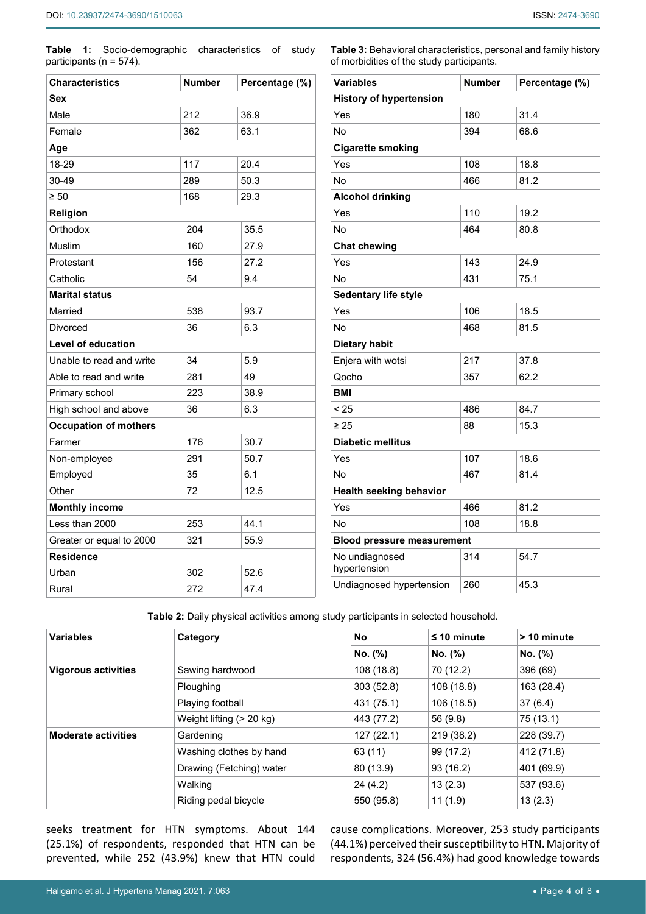**Table 1:** Socio-demographic characteristics of study participants (n = 574).

| Characteristics | Number | Percentage (%) |
|---|---|---|
| **Sex** | | |
| Male | 212 | 36.9 |
| Female | 362 | 63.1 |
| **Age** | | |
| 18-29 | 117 | 20.4 |
| 30-49 | 289 | 50.3 |
| ≥ 50 | 168 | 29.3 |
| **Religion** | | |
| Orthodox | 204 | 35.5 |
| Muslim | 160 | 27.9 |
| Protestant | 156 | 27.2 |
| Catholic | 54 | 9.4 |
| **Marital status** | | |
| Married | 538 | 93.7 |
| Divorced | 36 | 6.3 |
| **Level of education** | | |
| Unable to read and write | 34 | 5.9 |
| Able to read and write | 281 | 49 |
| Primary school | 223 | 38.9 |
| High school and above | 36 | 6.3 |
| **Occupation of mothers** | | |
| Farmer | 176 | 30.7 |
| Non-employee | 291 | 50.7 |
| Employed | 35 | 6.1 |
| Other | 72 | 12.5 |
| **Monthly income** | | |
| Less than 2000 | 253 | 44.1 |
| Greater or equal to 2000 | 321 | 55.9 |
| **Residence** | | |
| Urban | 302 | 52.6 |
| Rural | 272 | 47.4 |

**Table 3:** Behavioral characteristics, personal and family history of morbidities of the study participants.

| Variables | Number | Percentage (%) |
|---|---|---|
| **History of hypertension** | | |
| Yes | 180 | 31.4 |
| No | 394 | 68.6 |
| **Cigarette smoking** | | |
| Yes | 108 | 18.8 |
| No | 466 | 81.2 |
| **Alcohol drinking** | | |
| Yes | 110 | 19.2 |
| No | 464 | 80.8 |
| **Chat chewing** | | |
| Yes | 143 | 24.9 |
| No | 431 | 75.1 |
| **Sedentary life style** | | |
| Yes | 106 | 18.5 |
| No | 468 | 81.5 |
| **Dietary habit** | | |
| Enjera with wotsi | 217 | 37.8 |
| Qocho | 357 | 62.2 |
| **BMI** | | |
| < 25 | 486 | 84.7 |
| ≥ 25 | 88 | 15.3 |
| **Diabetic mellitus** | | |
| Yes | 107 | 18.6 |
| No | 467 | 81.4 |
| **Health seeking behavior** | | |
| Yes | 466 | 81.2 |
| No | 108 | 18.8 |
| **Blood pressure measurement** | | |
| No undiagnosed hypertension | 314 | 54.7 |
| Undiagnosed hypertension | 260 | 45.3 |

**Table 2:** Daily physical activities among study participants in selected household.

| Variables | Category | No | ≤ 10 minute | > 10 minute |
|---|---|---|---|---|
| | | No. (%) | No. (%) | No. (%) |
| **Vigorous activities** | Sawing hardwood | 108 (18.8) | 70 (12.2) | 396 (69) |
| | Ploughing | 303 (52.8) | 108 (18.8) | 163 (28.4) |
| | Playing football | 431 (75.1) | 106 (18.5) | 37 (6.4) |
| | Weight lifting (> 20 kg) | 443 (77.2) | 56 (9.8) | 75 (13.1) |
| **Moderate activities** | Gardening | 127 (22.1) | 219 (38.2) | 228 (39.7) |
| | Washing clothes by hand | 63 (11) | 99 (17.2) | 412 (71.8) |
| | Drawing (Fetching) water | 80 (13.9) | 93 (16.2) | 401 (69.9) |
| | Walking | 24 (4.2) | 13 (2.3) | 537 (93.6) |
| | Riding pedal bicycle | 550 (95.8) | 11 (1.9) | 13 (2.3) |

seeks treatment for HTN symptoms. About 144 (25.1%) of respondents, responded that HTN can be prevented, while 252 (43.9%) knew that HTN could cause complications. Moreover, 253 study participants (44.1%) perceived their susceptibility to HTN. Majority of respondents, 324 (56.4%) had good knowledge towards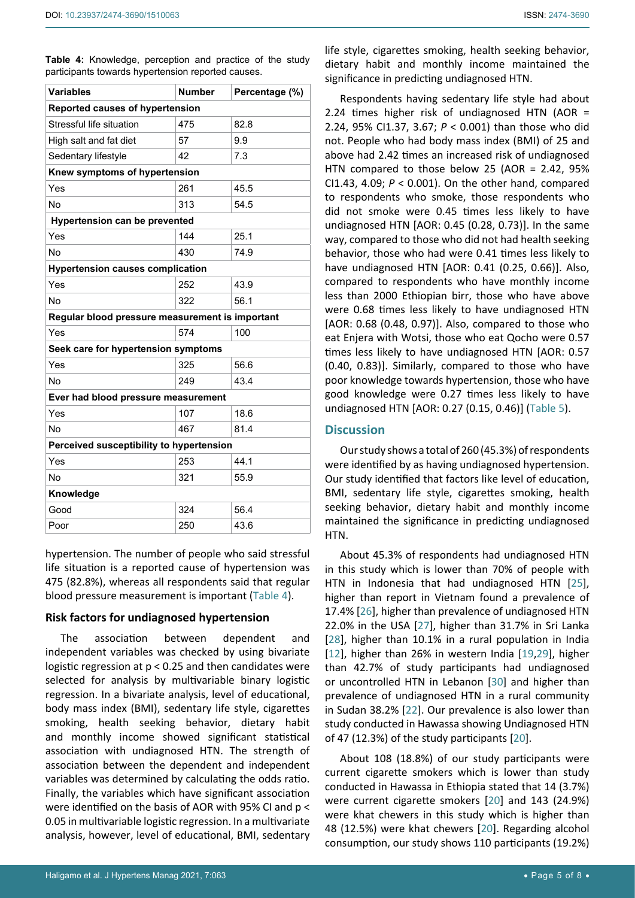**Table 4:** Knowledge, perception and practice of the study participants towards hypertension reported causes.

| Variables | Number | Percentage (%) |
|---|---|---|
| **Reported causes of hypertension** | | |
| Stressful life situation | 475 | 82.8 |
| High salt and fat diet | 57 | 9.9 |
| Sedentary lifestyle | 42 | 7.3 |
| **Knew symptoms of hypertension** | | |
| Yes | 261 | 45.5 |
| No | 313 | 54.5 |
| **Hypertension can be prevented** | | |
| Yes | 144 | 25.1 |
| No | 430 | 74.9 |
| **Hypertension causes complication** | | |
| Yes | 252 | 43.9 |
| No | 322 | 56.1 |
| **Regular blood pressure measurement is important** | | |
| Yes | 574 | 100 |
| **Seek care for hypertension symptoms** | | |
| Yes | 325 | 56.6 |
| No | 249 | 43.4 |
| **Ever had blood pressure measurement** | | |
| Yes | 107 | 18.6 |
| No | 467 | 81.4 |
| **Perceived susceptibility to hypertension** | | |
| Yes | 253 | 44.1 |
| No | 321 | 55.9 |
| **Knowledge** | | |
| Good | 324 | 56.4 |
| Poor | 250 | 43.6 |

hypertension. The number of people who said stressful life situation is a reported cause of hypertension was 475 (82.8%), whereas all respondents said that regular blood pressure measurement is important (Table 4).

### Risk factors for undiagnosed hypertension

The association between dependent and independent variables was checked by using bivariate logistic regression at $p < 0.25$ and then candidates were selected for analysis by multivariable binary logistic regression. In a bivariate analysis, level of educational, body mass index (BMI), sedentary life style, cigarettes smoking, health seeking behavior, dietary habit and monthly income showed significant statistical association with undiagnosed HTN. The strength of association between the dependent and independent variables was determined by calculating the odds ratio. Finally, the variables which have significant association were identified on the basis of AOR with 95% CI and $p < 0.05$ in multivariable logistic regression. In a multivariate analysis, however, level of educational, BMI, sedentary life style, cigarettes smoking, health seeking behavior, dietary habit and monthly income maintained the significance in predicting undiagnosed HTN.

Respondents having sedentary life style had about 2.24 times higher risk of undiagnosed HTN (AOR = 2.24, 95% CI1.37, 3.67; $P < 0.001$) than those who did not. People who had body mass index (BMI) of 25 and above had 2.42 times an increased risk of undiagnosed HTN compared to those below 25 (AOR = 2.42, 95% CI1.43, 4.09; $P < 0.001$). On the other hand, compared to respondents who smoke, those respondents who did not smoke were 0.45 times less likely to have undiagnosed HTN [AOR: 0.45 (0.28, 0.73)]. In the same way, compared to those who did not had health seeking behavior, those who had were 0.41 times less likely to have undiagnosed HTN [AOR: 0.41 (0.25, 0.66)]. Also, compared to respondents who have monthly income less than 2000 Ethiopian birr, those who have above were 0.68 times less likely to have undiagnosed HTN [AOR: 0.68 (0.48, 0.97)]. Also, compared to those who eat Enjera with Wotsi, those who eat Qocho were 0.57 times less likely to have undiagnosed HTN [AOR: 0.57 (0.40, 0.83)]. Similarly, compared to those who have poor knowledge towards hypertension, those who have good knowledge were 0.27 times less likely to have undiagnosed HTN [AOR: 0.27 (0.15, 0.46)] (Table 5).

## Discussion

Our study shows a total of 260 (45.3%) of respondents were identified by as having undiagnosed hypertension. Our study identified that factors like level of education, BMI, sedentary life style, cigarettes smoking, health seeking behavior, dietary habit and monthly income maintained the significance in predicting undiagnosed HTN.

About 45.3% of respondents had undiagnosed HTN in this study which is lower than 70% of people with HTN in Indonesia that had undiagnosed HTN [25], higher than report in Vietnam found a prevalence of 17.4% [26], higher than prevalence of undiagnosed HTN 22.0% in the USA [27], higher than 31.7% in Sri Lanka [28], higher than 10.1% in a rural population in India [12], higher than 26% in western India [19,29], higher than 42.7% of study participants had undiagnosed or uncontrolled HTN in Lebanon [30] and higher than prevalence of undiagnosed HTN in a rural community in Sudan 38.2% [22]. Our prevalence is also lower than study conducted in Hawassa showing Undiagnosed HTN of 47 (12.3%) of the study participants [20].

About 108 (18.8%) of our study participants were current cigarette smokers which is lower than study conducted in Hawassa in Ethiopia stated that 14 (3.7%) were current cigarette smokers [20] and 143 (24.9%) were khat chewers in this study which is higher than 48 (12.5%) were khat chewers [20]. Regarding alcohol consumption, our study shows 110 participants (19.2%)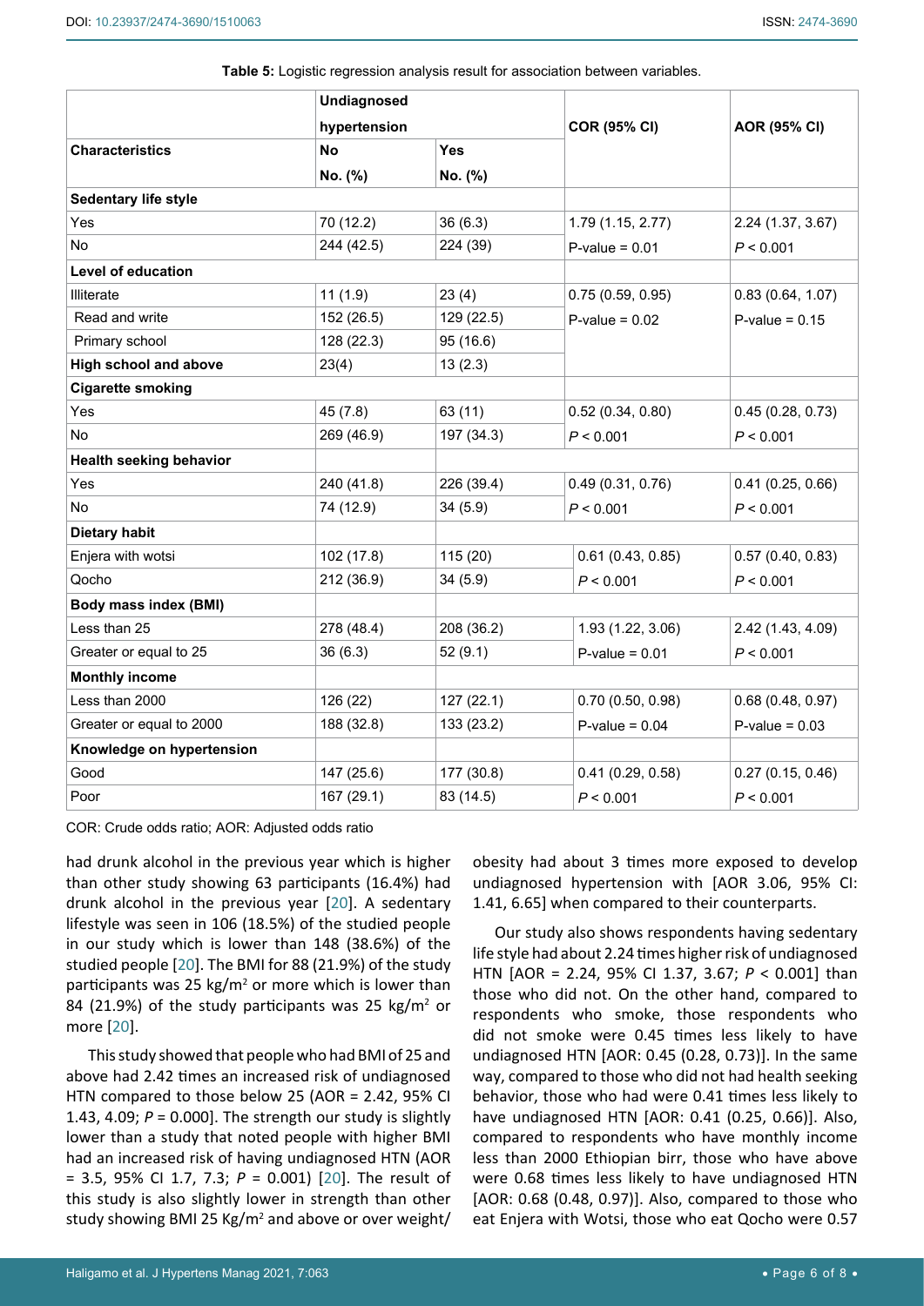**Table 5:** Logistic regression analysis result for association between variables.

| Characteristics | Undiagnosed hypertension | | COR (95% CI) | AOR (95% CI) |
|---|---|---|---|---|
| | No<br>No. (%) | Yes<br>No. (%) | | |
| **Sedentary life style** | | | | |
| Yes | 70 (12.2) | 36 (6.3) | 1.79 (1.15, 2.77) | 2.24 (1.37, 3.67) |
| No | 244 (42.5) | 224 (39) | P-value = 0.01 | *P* < 0.001 |
| **Level of education** | | | | |
| Illiterate | 11 (1.9) | 23 (4) | 0.75 (0.59, 0.95) | 0.83 (0.64, 1.07) |
| Read and write | 152 (26.5) | 129 (22.5) | P-value = 0.02 | P-value = 0.15 |
| Primary school | 128 (22.3) | 95 (16.6) | | |
| **High school and above** | 23(4) | 13 (2.3) | | |
| **Cigarette smoking** | | | | |
| Yes | 45 (7.8) | 63 (11) | 0.52 (0.34, 0.80) | 0.45 (0.28, 0.73) |
| No | 269 (46.9) | 197 (34.3) | *P* < 0.001 | *P* < 0.001 |
| **Health seeking behavior** | | | | |
| Yes | 240 (41.8) | 226 (39.4) | 0.49 (0.31, 0.76) | 0.41 (0.25, 0.66) |
| No | 74 (12.9) | 34 (5.9) | *P* < 0.001 | *P* < 0.001 |
| **Dietary habit** | | | | |
| Enjera with wotsi | 102 (17.8) | 115 (20) | 0.61 (0.43, 0.85) | 0.57 (0.40, 0.83) |
| Qocho | 212 (36.9) | 34 (5.9) | *P* < 0.001 | *P* < 0.001 |
| **Body mass index (BMI)** | | | | |
| Less than 25 | 278 (48.4) | 208 (36.2) | 1.93 (1.22, 3.06) | 2.42 (1.43, 4.09) |
| Greater or equal to 25 | 36 (6.3) | 52 (9.1) | P-value = 0.01 | *P* < 0.001 |
| **Monthly income** | | | | |
| Less than 2000 | 126 (22) | 127 (22.1) | 0.70 (0.50, 0.98) | 0.68 (0.48, 0.97) |
| Greater or equal to 2000 | 188 (32.8) | 133 (23.2) | P-value = 0.04 | P-value = 0.03 |
| **Knowledge on hypertension** | | | | |
| Good | 147 (25.6) | 177 (30.8) | 0.41 (0.29, 0.58) | 0.27 (0.15, 0.46) |
| Poor | 167 (29.1) | 83 (14.5) | *P* < 0.001 | *P* < 0.001 |

COR: Crude odds ratio; AOR: Adjusted odds ratio

had drunk alcohol in the previous year which is higher than other study showing 63 participants (16.4%) had drunk alcohol in the previous year [20]. A sedentary lifestyle was seen in 106 (18.5%) of the studied people in our study which is lower than 148 (38.6%) of the studied people [20]. The BMI for 88 (21.9%) of the study participants was 25 kg/$m^2$ or more which is lower than 84 (21.9%) of the study participants was 25 kg/$m^2$ or more [20].

This study showed that people who had BMI of 25 and above had 2.42 times an increased risk of undiagnosed HTN compared to those below 25 (AOR = 2.42, 95% CI 1.43, 4.09; *P* = 0.000]. The strength our study is slightly lower than a study that noted people with higher BMI had an increased risk of having undiagnosed HTN (AOR = 3.5, 95% CI 1.7, 7.3; *P* = 0.001) [20]. The result of this study is also slightly lower in strength than other study showing BMI 25 Kg/$m^2$ and above or over weight/obesity had about 3 times more exposed to develop undiagnosed hypertension with [AOR 3.06, 95% CI: 1.41, 6.65] when compared to their counterparts.

Our study also shows respondents having sedentary life style had about 2.24 times higher risk of undiagnosed HTN [AOR = 2.24, 95% CI 1.37, 3.67; *P* < 0.001] than those who did not. On the other hand, compared to respondents who smoke, those respondents who did not smoke were 0.45 times less likely to have undiagnosed HTN [AOR: 0.45 (0.28, 0.73)]. In the same way, compared to those who did not had health seeking behavior, those who had were 0.41 times less likely to have undiagnosed HTN [AOR: 0.41 (0.25, 0.66)]. Also, compared to respondents who have monthly income less than 2000 Ethiopian birr, those who have above were 0.68 times less likely to have undiagnosed HTN [AOR: 0.68 (0.48, 0.97)]. Also, compared to those who eat Enjera with Wotsi, those who eat Qocho were 0.57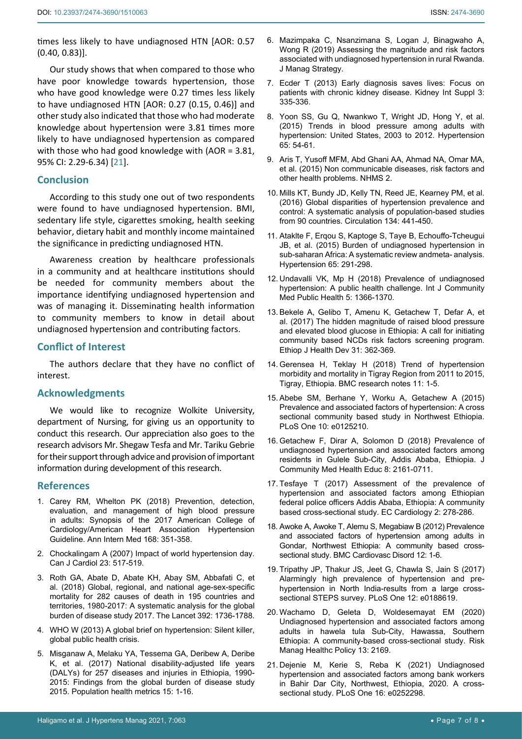times less likely to have undiagnosed HTN [AOR: 0.57 (0.40, 0.83)].

Our study shows that when compared to those who have poor knowledge towards hypertension, those who have good knowledge were 0.27 times less likely to have undiagnosed HTN [AOR: 0.27 (0.15, 0.46)] and other study also indicated that those who had moderate knowledge about hypertension were 3.81 times more likely to have undiagnosed hypertension as compared with those who had good knowledge with (AOR = 3.81, 95% CI: 2.29-6.34) [21].

## Conclusion

According to this study one out of two respondents were found to have undiagnosed hypertension. BMI, sedentary life style, cigarettes smoking, health seeking behavior, dietary habit and monthly income maintained the significance in predicting undiagnosed HTN.

Awareness creation by healthcare professionals in a community and at healthcare institutions should be needed for community members about the importance identifying undiagnosed hypertension and was of managing it. Disseminating health information to community members to know in detail about undiagnosed hypertension and contributing factors.

## Conflict of Interest

The authors declare that they have no conflict of interest.

## Acknowledgments

We would like to recognize Wolkite University, department of Nursing, for giving us an opportunity to conduct this research. Our appreciation also goes to the research advisors Mr. Shegaw Tesfa and Mr. Tariku Gebrie for their support through advice and provision of important information during development of this research.

## References

1. Carey RM, Whelton PK (2018) Prevention, detection, evaluation, and management of high blood pressure in adults: Synopsis of the 2017 American College of Cardiology/American Heart Association Hypertension Guideline. Ann Intern Med 168: 351-358.
2. Chockalingam A (2007) Impact of world hypertension day. Can J Cardiol 23: 517-519.
3. Roth GA, Abate D, Abate KH, Abay SM, Abbafati C, et al. (2018) Global, regional, and national age-sex-specific mortality for 282 causes of death in 195 countries and territories, 1980-2017: A systematic analysis for the global burden of disease study 2017. The Lancet 392: 1736-1788.
4. WHO W (2013) A global brief on hypertension: Silent killer, global public health crisis.
5. Misganaw A, Melaku YA, Tessema GA, Deribew A, Deribe K, et al. (2017) National disability-adjusted life years (DALYs) for 257 diseases and injuries in Ethiopia, 1990-2015: Findings from the global burden of disease study 2015. Population health metrics 15: 1-16.
6. Mazimpaka C, Nsanzimana S, Logan J, Binagwaho A, Wong R (2019) Assessing the magnitude and risk factors associated with undiagnosed hypertension in rural Rwanda. J Manag Strategy.
7. Ecder T (2013) Early diagnosis saves lives: Focus on patients with chronic kidney disease. Kidney Int Suppl 3: 335-336.
8. Yoon SS, Gu Q, Nwankwo T, Wright JD, Hong Y, et al. (2015) Trends in blood pressure among adults with hypertension: United States, 2003 to 2012. Hypertension 65: 54-61.
9. Aris T, Yusoff MFM, Abd Ghani AA, Ahmad NA, Omar MA, et al. (2015) Non communicable diseases, risk factors and other health problems. NHMS 2.
10. Mills KT, Bundy JD, Kelly TN, Reed JE, Kearney PM, et al. (2016) Global disparities of hypertension prevalence and control: A systematic analysis of population-based studies from 90 countries. Circulation 134: 441-450.
11. Ataklte F, Erqou S, Kaptoge S, Taye B, Echouffo-Tcheugui JB, et al. (2015) Burden of undiagnosed hypertension in sub-saharan Africa: A systematic review andmeta- analysis. Hypertension 65: 291-298.
12. Undavalli VK, Mp H (2018) Prevalence of undiagnosed hypertension: A public health challenge. Int J Community Med Public Health 5: 1366-1370.
13. Bekele A, Gelibo T, Amenu K, Getachew T, Defar A, et al. (2017) The hidden magnitude of raised blood pressure and elevated blood glucose in Ethiopia: A call for initiating community based NCDs risk factors screening program. Ethiop J Health Dev 31: 362-369.
14. Gerensea H, Teklay H (2018) Trend of hypertension morbidity and mortality in Tigray Region from 2011 to 2015, Tigray, Ethiopia. BMC research notes 11: 1-5.
15. Abebe SM, Berhane Y, Worku A, Getachew A (2015) Prevalence and associated factors of hypertension: A cross sectional community based study in Northwest Ethiopia. PLoS One 10: e0125210.
16. Getachew F, Dirar A, Solomon D (2018) Prevalence of undiagnosed hypertension and associated factors among residents in Gulele Sub-City, Addis Ababa, Ethiopia. J Community Med Health Educ 8: 2161-0711.
17. Tesfaye T (2017) Assessment of the prevalence of hypertension and associated factors among Ethiopian federal police officers Addis Ababa, Ethiopia: A community based cross-sectional study. EC Cardiology 2: 278-286.
18. Awoke A, Awoke T, Alemu S, Megabiaw B (2012) Prevalence and associated factors of hypertension among adults in Gondar, Northwest Ethiopia: A community based cross-sectional study. BMC Cardiovasc Disord 12: 1-6.
19. Tripathy JP, Thakur JS, Jeet G, Chawla S, Jain S (2017) Alarmingly high prevalence of hypertension and pre-hypertension in North India-results from a large cross-sectional STEPS survey. PLoS One 12: e0188619.
20. Wachamo D, Geleta D, Woldesemayat EM (2020) Undiagnosed hypertension and associated factors among adults in hawela tula Sub-City, Hawassa, Southern Ethiopia: A community-based cross-sectional study. Risk Manag Healthc Policy 13: 2169.
21. Dejenie M, Kerie S, Reba K (2021) Undiagnosed hypertension and associated factors among bank workers in Bahir Dar City, Northwest, Ethiopia, 2020. A cross-sectional study. PLoS One 16: e0252298.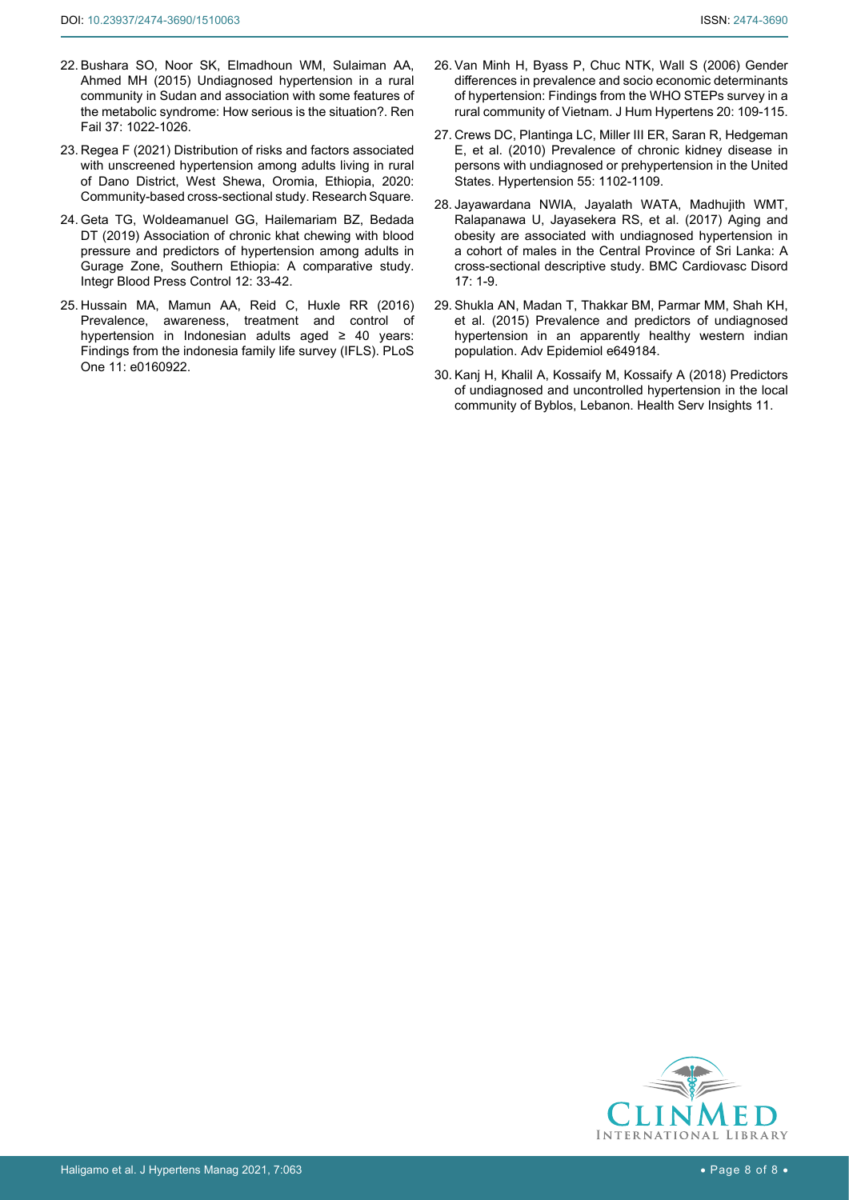22. Bushara SO, Noor SK, Elmadhoun WM, Sulaiman AA, Ahmed MH (2015) Undiagnosed hypertension in a rural community in Sudan and association with some features of the metabolic syndrome: How serious is the situation?. Ren Fail 37: 1022-1026.

23. Regea F (2021) Distribution of risks and factors associated with unscreened hypertension among adults living in rural of Dano District, West Shewa, Oromia, Ethiopia, 2020: Community-based cross-sectional study. Research Square.

24. Geta TG, Woldeamanuel GG, Hailemariam BZ, Bedada DT (2019) Association of chronic khat chewing with blood pressure and predictors of hypertension among adults in Gurage Zone, Southern Ethiopia: A comparative study. Integr Blood Press Control 12: 33-42.

25. Hussain MA, Mamun AA, Reid C, Huxle RR (2016) Prevalence, awareness, treatment and control of hypertension in Indonesian adults aged ≥ 40 years: Findings from the indonesia family life survey (IFLS). PLoS One 11: e0160922.

26. Van Minh H, Byass P, Chuc NTK, Wall S (2006) Gender differences in prevalence and socio economic determinants of hypertension: Findings from the WHO STEPs survey in a rural community of Vietnam. J Hum Hypertens 20: 109-115.

27. Crews DC, Plantinga LC, Miller III ER, Saran R, Hedgeman E, et al. (2010) Prevalence of chronic kidney disease in persons with undiagnosed or prehypertension in the United States. Hypertension 55: 1102-1109.

28. Jayawardana NWIA, Jayalath WATA, Madhujith WMT, Ralapanawa U, Jayasekera RS, et al. (2017) Aging and obesity are associated with undiagnosed hypertension in a cohort of males in the Central Province of Sri Lanka: A cross-sectional descriptive study. BMC Cardiovasc Disord 17: 1-9.

29. Shukla AN, Madan T, Thakkar BM, Parmar MM, Shah KH, et al. (2015) Prevalence and predictors of undiagnosed hypertension in an apparently healthy western indian population. Adv Epidemiol e649184.

30. Kanj H, Khalil A, Kossaify M, Kossaify A (2018) Predictors of undiagnosed and uncontrolled hypertension in the local community of Byblos, Lebanon. Health Serv Insights 11.